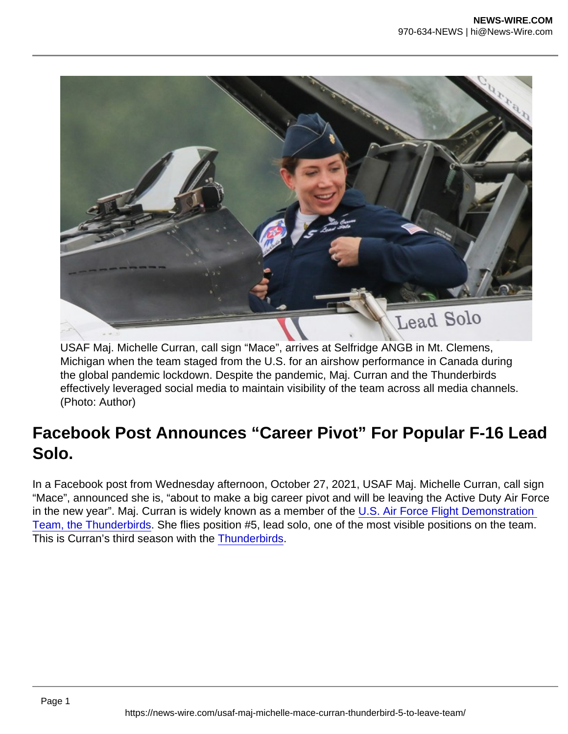USAF Maj. Michelle Curran, call sign “Mace”, arrives at Selfridge ANGB in Mt. Clemens, Michigan when the team staged from the U.S. for an airshow performance in Canada during the global pandemic lockdown. Despite the pandemic, Maj. Curran and the Thunderbirds effectively leveraged social media to maintain visibility of the team across all media channels. (Photo: Author)

## Facebook Post Announces “Career Pivot” For Popular F-16 Lead Solo.

In a Facebook post from Wednesday afternoon, October 27, 2021, USAF Maj. Michelle Curran, call sign “Mace”, announced she is, “about to make a big career pivot and will be leaving the Active Duty Air Force in the new year”. Maj. Curran is widely known as a member of the U.S. Air Force Flight Demonstration Team, the Thunderbirds. She flies position #5, lead solo, one of the most visible positions on the team. This is Curran’s third season with the Thunderbirds.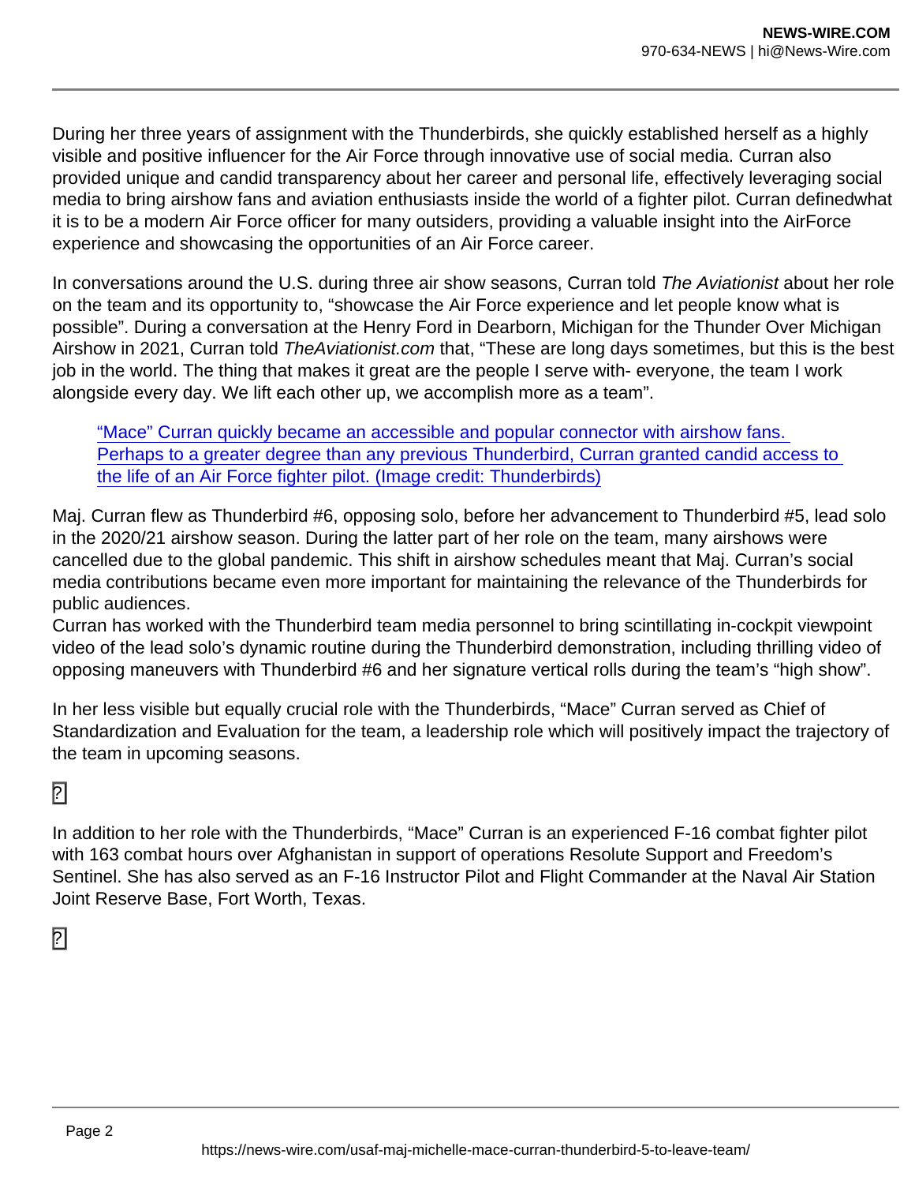During her three years of assignment with the Thunderbirds, she quickly established herself as a highly visible and positive influencer for the Air Force through innovative use of social media. Curran also provided unique and candid transparency about her career and personal life, effectively leveraging social media to bring airshow fans and aviation enthusiasts inside the world of a fighter pilot. Curran definedwhat it is to be a modern Air Force officer for many outsiders, providing a valuable insight into the AirForce experience and showcasing the opportunities of an Air Force career.

In conversations around the U.S. during three air show seasons, Curran told *The Aviationist* about her role on the team and its opportunity to, “showcase the Air Force experience and let people know what is possible”. During a conversation at the Henry Ford in Dearborn, Michigan for the Thunder Over Michigan Airshow in 2021, Curran told *TheAviationist.com* that, “These are long days sometimes, but this is the best job in the world. The thing that makes it great are the people I serve with- everyone, the team I work alongside every day. We lift each other up, we accomplish more as a team”.

> “Mace” Curran quickly became an accessible and popular connector with airshow fans. Perhaps to a greater degree than any previous Thunderbird, Curran granted candid access to the life of an Air Force fighter pilot. (Image credit: Thunderbirds)

Maj. Curran flew as Thunderbird #6, opposing solo, before her advancement to Thunderbird #5, lead solo in the 2020/21 airshow season. During the latter part of her role on the team, many airshows were cancelled due to the global pandemic. This shift in airshow schedules meant that Maj. Curran’s social media contributions became even more important for maintaining the relevance of the Thunderbirds for public audiences.
Curran has worked with the Thunderbird team media personnel to bring scintillating in-cockpit viewpoint video of the lead solo’s dynamic routine during the Thunderbird demonstration, including thrilling video of opposing maneuvers with Thunderbird #6 and her signature vertical rolls during the team’s “high show”.

In her less visible but equally crucial role with the Thunderbirds, “Mace” Curran served as Chief of Standardization and Evaluation for the team, a leadership role which will positively impact the trajectory of the team in upcoming seasons.

In addition to her role with the Thunderbirds, “Mace” Curran is an experienced F-16 combat fighter pilot with 163 combat hours over Afghanistan in support of operations Resolute Support and Freedom’s Sentinel. She has also served as an F-16 Instructor Pilot and Flight Commander at the Naval Air Station Joint Reserve Base, Fort Worth, Texas.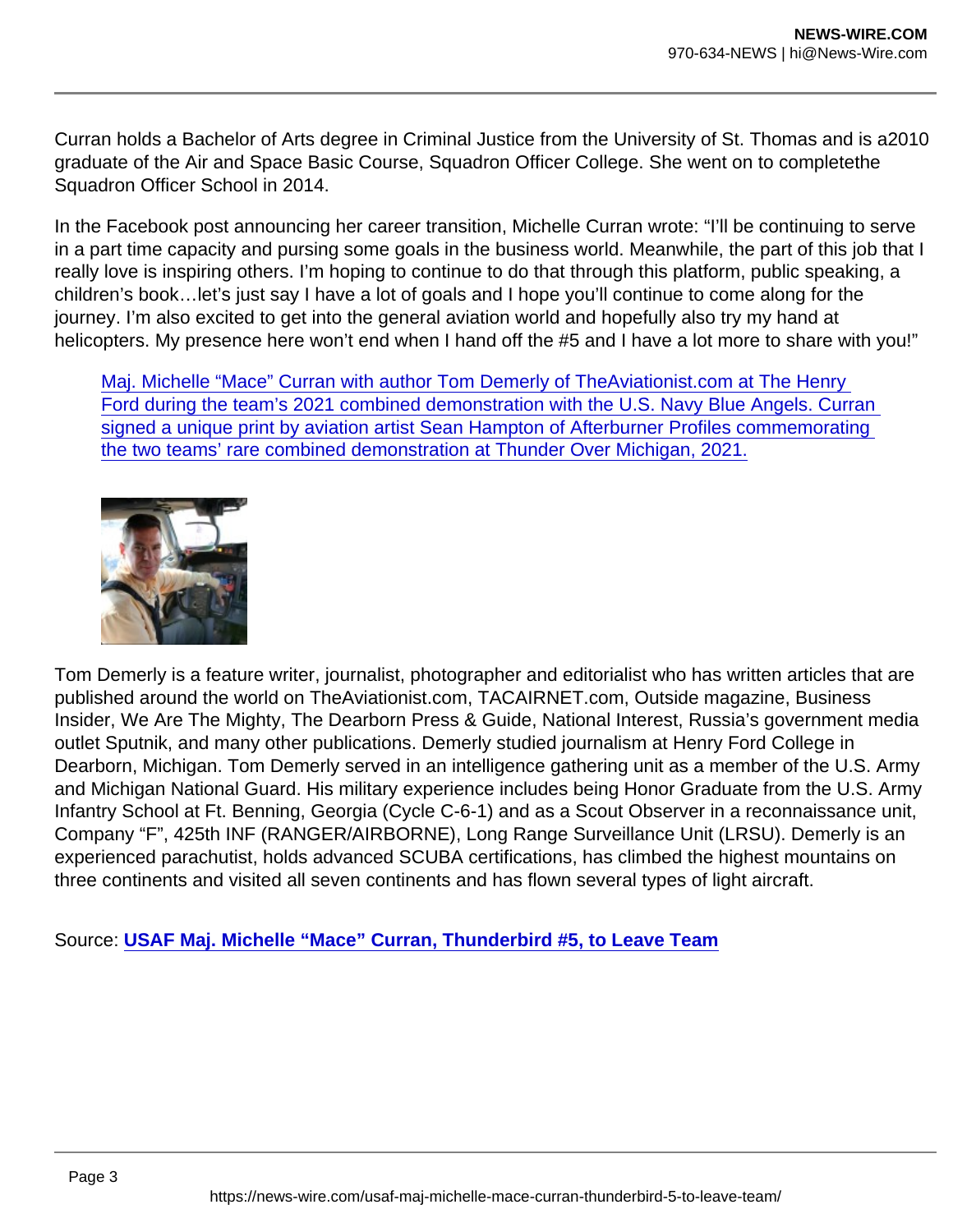Curran holds a Bachelor of Arts degree in Criminal Justice from the University of St. Thomas and is a2010 graduate of the Air and Space Basic Course, Squadron Officer College. She went on to completethe Squadron Officer School in 2014.

In the Facebook post announcing her career transition, Michelle Curran wrote: "I'll be continuing to serve in a part time capacity and pursing some goals in the business world. Meanwhile, the part of this job that I really love is inspiring others. I'm hoping to continue to do that through this platform, public speaking, a children's book…let's just say I have a lot of goals and I hope you'll continue to come along for the journey. I'm also excited to get into the general aviation world and hopefully also try my hand at helicopters. My presence here won't end when I hand off the #5 and I have a lot more to share with you!"

Maj. Michelle "Mace" Curran with author Tom Demerly of TheAviationist.com at The Henry Ford during the team's 2021 combined demonstration with the U.S. Navy Blue Angels. Curran signed a unique print by aviation artist Sean Hampton of Afterburner Profiles commemorating the two teams' rare combined demonstration at Thunder Over Michigan, 2021.

Tom Demerly is a feature writer, journalist, photographer and editorialist who has written articles that are published around the world on TheAviationist.com, TACAIRNET.com, Outside magazine, Business Insider, We Are The Mighty, The Dearborn Press & Guide, National Interest, Russia's government media outlet Sputnik, and many other publications. Demerly studied journalism at Henry Ford College in Dearborn, Michigan. Tom Demerly served in an intelligence gathering unit as a member of the U.S. Army and Michigan National Guard. His military experience includes being Honor Graduate from the U.S. Army Infantry School at Ft. Benning, Georgia (Cycle C-6-1) and as a Scout Observer in a reconnaissance unit, Company "F", 425th INF (RANGER/AIRBORNE), Long Range Surveillance Unit (LRSU). Demerly is an experienced parachutist, holds advanced SCUBA certifications, has climbed the highest mountains on three continents and visited all seven continents and has flown several types of light aircraft.

Source: **USAF Maj. Michelle "Mace" Curran, Thunderbird #5, to Leave Team**